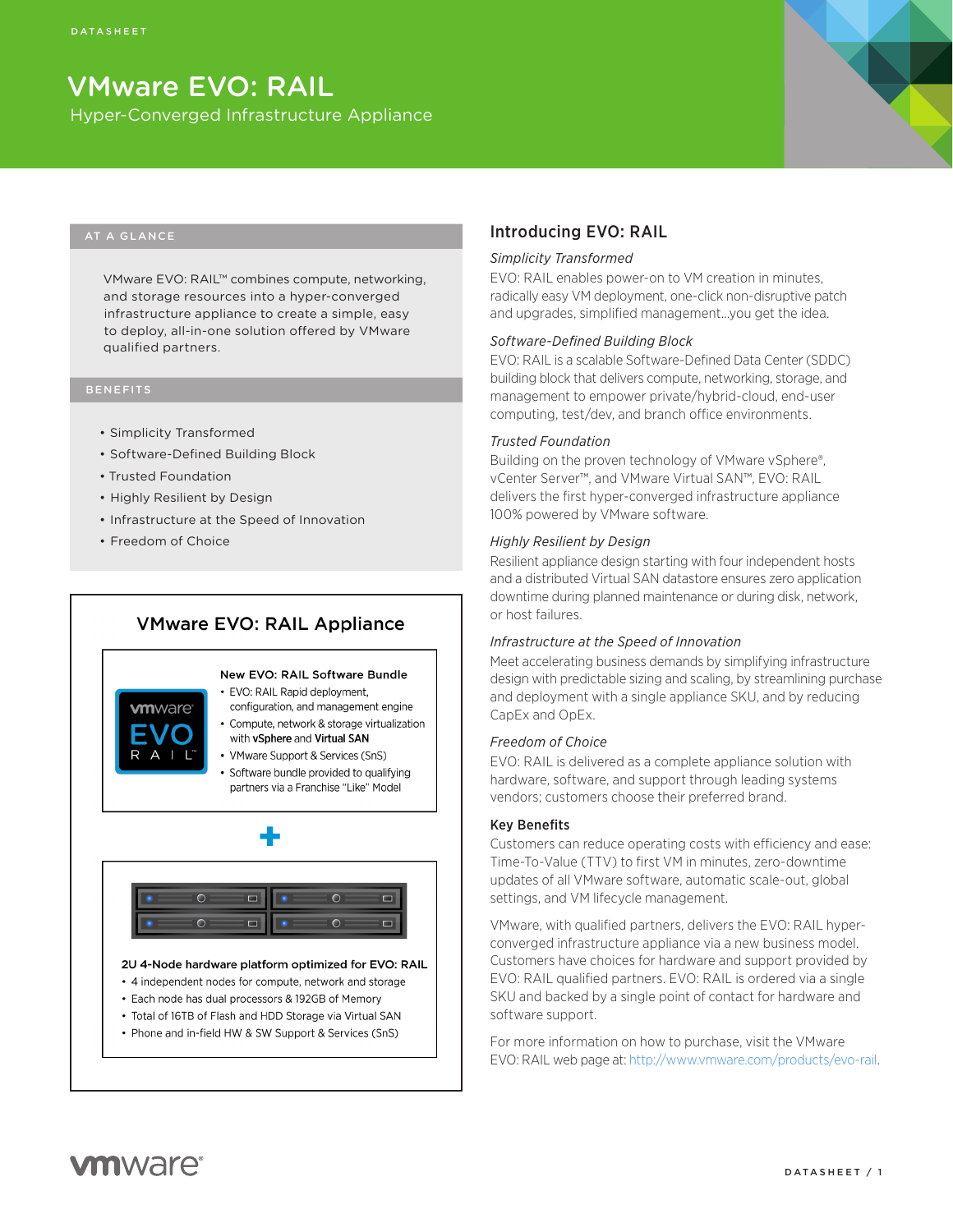DATASHEET

# VMware EVO: RAIL

## Hyper-Converged Infrastructure Appliance

### AT A GLANCE

VMware EVO: RAIL™ combines compute, networking, and storage resources into a hyper-converged infrastructure appliance to create a simple, easy to deploy, all-in-one solution offered by VMware qualified partners.

### BENEFITS

- Simplicity Transformed
- Software-Defined Building Block
- Trusted Foundation
- Highly Resilient by Design
- Infrastructure at the Speed of Innovation
- Freedom of Choice

### VMware EVO: RAIL Appliance

**New EVO: RAIL Software Bundle**

- EVO: RAIL Rapid deployment, configuration, and management engine
- Compute, network & storage virtualization with **vSphere** and **Virtual SAN**
- VMware Support & Services (SnS)
- Software bundle provided to qualifying partners via a Franchise "Like" Model

+

**2U 4-Node hardware platform optimized for EVO: RAIL**

- 4 independent nodes for compute, network and storage
- Each node has dual processors & 192GB of Memory
- Total of 16TB of Flash and HDD Storage via Virtual SAN
- Phone and in-field HW & SW Support & Services (SnS)

## Introducing EVO: RAIL

*Simplicity Transformed*

EVO: RAIL enables power-on to VM creation in minutes, radically easy VM deployment, one-click non-disruptive patch and upgrades, simplified management…you get the idea.

*Software-Defined Building Block*

EVO: RAIL is a scalable Software-Defined Data Center (SDDC) building block that delivers compute, networking, storage, and management to empower private/hybrid-cloud, end-user computing, test/dev, and branch office environments.

*Trusted Foundation*

Building on the proven technology of VMware vSphere®, vCenter Server™, and VMware Virtual SAN™, EVO: RAIL delivers the first hyper-converged infrastructure appliance 100% powered by VMware software.

*Highly Resilient by Design*

Resilient appliance design starting with four independent hosts and a distributed Virtual SAN datastore ensures zero application downtime during planned maintenance or during disk, network, or host failures.

*Infrastructure at the Speed of Innovation*

Meet accelerating business demands by simplifying infrastructure design with predictable sizing and scaling, by streamlining purchase and deployment with a single appliance SKU, and by reducing CapEx and OpEx.

*Freedom of Choice*

EVO: RAIL is delivered as a complete appliance solution with hardware, software, and support through leading systems vendors; customers choose their preferred brand.

### Key Benefits

Customers can reduce operating costs with efficiency and ease: Time-To-Value (TTV) to first VM in minutes, zero-downtime updates of all VMware software, automatic scale-out, global settings, and VM lifecycle management.

VMware, with qualified partners, delivers the EVO: RAIL hyper-converged infrastructure appliance via a new business model. Customers have choices for hardware and support provided by EVO: RAIL qualified partners. EVO: RAIL is ordered via a single SKU and backed by a single point of contact for hardware and software support.

For more information on how to purchase, visit the VMware EVO: RAIL web page at: http://www.vmware.com/products/evo-rail.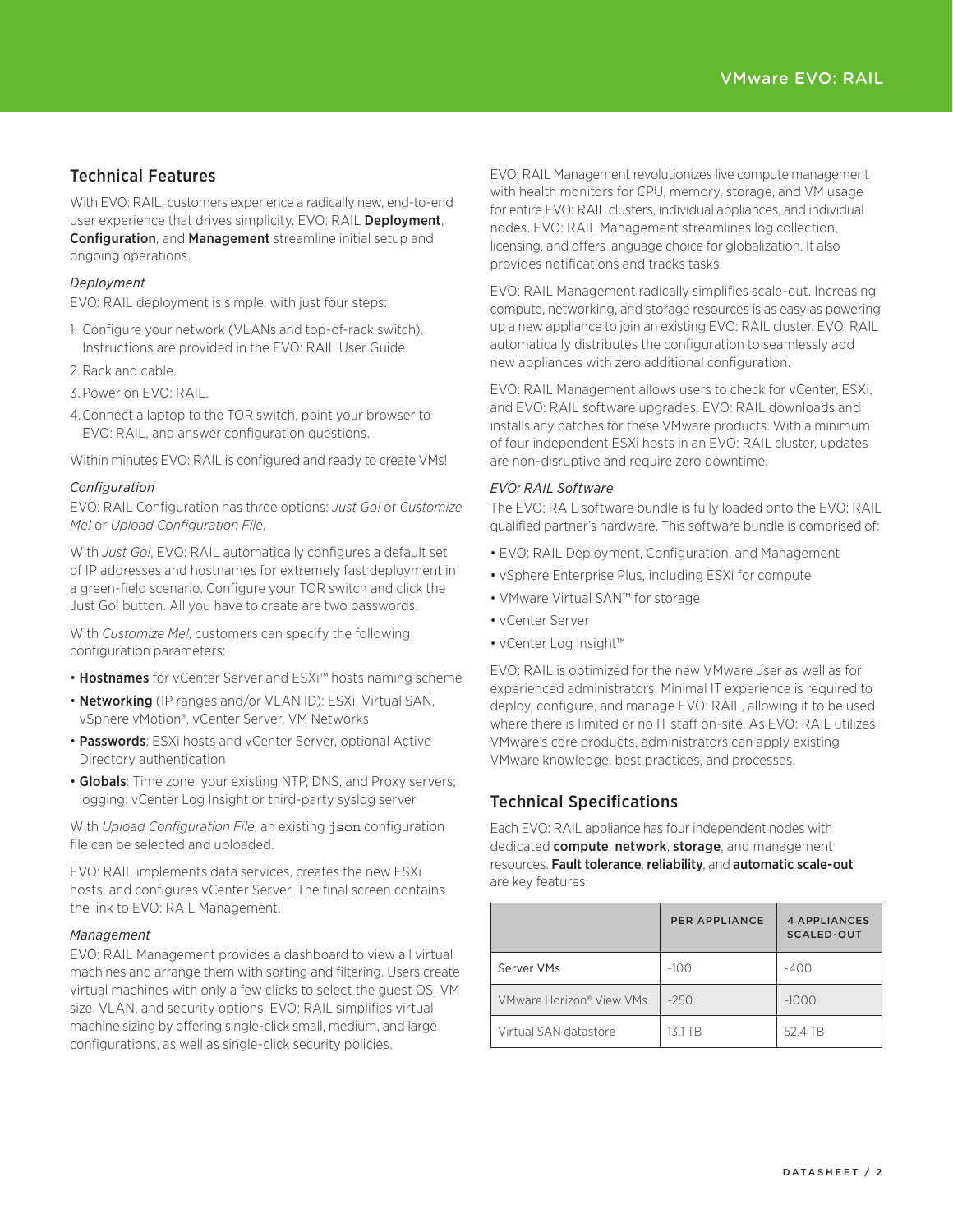## Technical Features

With EVO: RAIL, customers experience a radically new, end-to-end user experience that drives simplicity. EVO: RAIL **Deployment**, **Configuration**, and **Management** streamline initial setup and ongoing operations.

*Deployment*

EVO: RAIL deployment is simple, with just four steps:

1. Configure your network (VLANs and top-of-rack switch). Instructions are provided in the EVO: RAIL User Guide.
2. Rack and cable.
3. Power on EVO: RAIL.
4. Connect a laptop to the TOR switch, point your browser to EVO: RAIL, and answer configuration questions.

Within minutes EVO: RAIL is configured and ready to create VMs!

*Configuration*

EVO: RAIL Configuration has three options: *Just Go!* or *Customize Me!* or *Upload Configuration File*.

With *Just Go!*, EVO: RAIL automatically configures a default set of IP addresses and hostnames for extremely fast deployment in a green-field scenario. Configure your TOR switch and click the Just Go! button. All you have to create are two passwords.

With *Customize Me!*, customers can specify the following configuration parameters:

- **Hostnames** for vCenter Server and ESXi™ hosts naming scheme
- **Networking** (IP ranges and/or VLAN ID): ESXi, Virtual SAN, vSphere vMotion®, vCenter Server, VM Networks
- **Passwords**: ESXi hosts and vCenter Server, optional Active Directory authentication
- **Globals**: Time zone; your existing NTP, DNS, and Proxy servers; logging: vCenter Log Insight or third-party syslog server

With *Upload Configuration File*, an existing `json` configuration file can be selected and uploaded.

EVO: RAIL implements data services, creates the new ESXi hosts, and configures vCenter Server. The final screen contains the link to EVO: RAIL Management.

*Management*

EVO: RAIL Management provides a dashboard to view all virtual machines and arrange them with sorting and filtering. Users create virtual machines with only a few clicks to select the guest OS, VM size, VLAN, and security options. EVO: RAIL simplifies virtual machine sizing by offering single-click small, medium, and large configurations, as well as single-click security policies.

EVO: RAIL Management revolutionizes live compute management with health monitors for CPU, memory, storage, and VM usage for entire EVO: RAIL clusters, individual appliances, and individual nodes. EVO: RAIL Management streamlines log collection, licensing, and offers language choice for globalization. It also provides notifications and tracks tasks.

EVO: RAIL Management radically simplifies scale-out. Increasing compute, networking, and storage resources is as easy as powering up a new appliance to join an existing EVO: RAIL cluster. EVO: RAIL automatically distributes the configuration to seamlessly add new appliances with zero additional configuration.

EVO: RAIL Management allows users to check for vCenter, ESXi, and EVO: RAIL software upgrades. EVO: RAIL downloads and installs any patches for these VMware products. With a minimum of four independent ESXi hosts in an EVO: RAIL cluster, updates are non-disruptive and require zero downtime.

*EVO: RAIL Software*

The EVO: RAIL software bundle is fully loaded onto the EVO: RAIL qualified partner's hardware. This software bundle is comprised of:

- EVO: RAIL Deployment, Configuration, and Management
- vSphere Enterprise Plus, including ESXi for compute
- VMware Virtual SAN™ for storage
- vCenter Server
- vCenter Log Insight™

EVO: RAIL is optimized for the new VMware user as well as for experienced administrators. Minimal IT experience is required to deploy, configure, and manage EVO: RAIL, allowing it to be used where there is limited or no IT staff on-site. As EVO: RAIL utilizes VMware's core products, administrators can apply existing VMware knowledge, best practices, and processes.

## Technical Specifications

Each EVO: RAIL appliance has four independent nodes with dedicated **compute**, **network**, **storage**, and management resources. **Fault tolerance**, **reliability**, and **automatic scale-out** are key features.

| | PER APPLIANCE | 4 APPLIANCES SCALED-OUT |
|---|---|---|
| Server VMs | -100 | -400 |
| VMware Horizon® View VMs | -250 | -1000 |
| Virtual SAN datastore | 13.1 TB | 52.4 TB |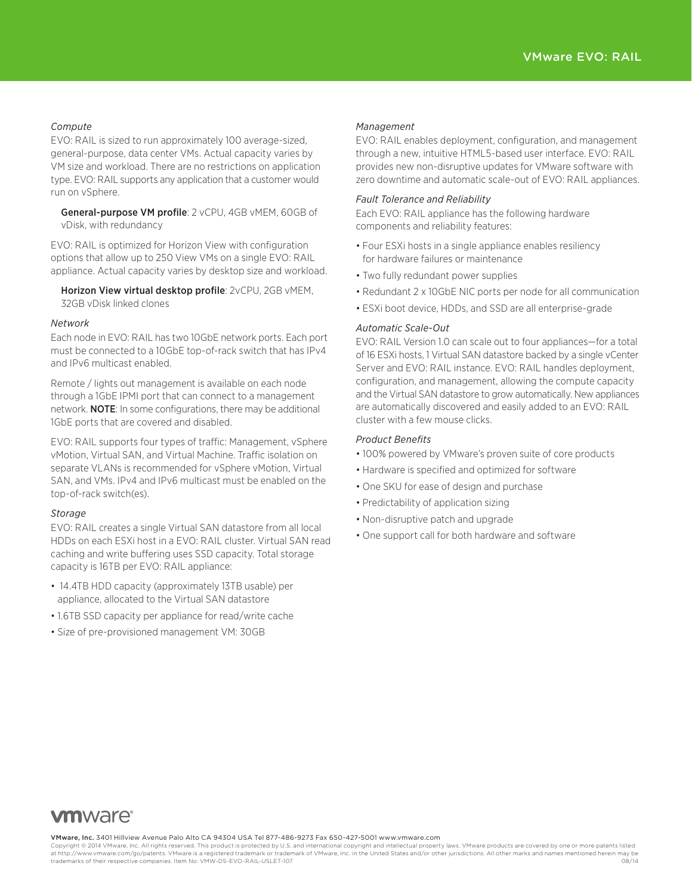### *Compute*

EVO: RAIL is sized to run approximately 100 average-sized, general-purpose, data center VMs. Actual capacity varies by VM size and workload. There are no restrictions on application type. EVO: RAIL supports any application that a customer would run on vSphere.

**General-purpose VM profile**: 2 vCPU, 4GB vMEM, 60GB of vDisk, with redundancy

EVO: RAIL is optimized for Horizon View with configuration options that allow up to 250 View VMs on a single EVO: RAIL appliance. Actual capacity varies by desktop size and workload.

**Horizon View virtual desktop profile**: 2vCPU, 2GB vMEM, 32GB vDisk linked clones

### *Network*

Each node in EVO: RAIL has two 10GbE network ports. Each port must be connected to a 10GbE top-of-rack switch that has IPv4 and IPv6 multicast enabled.

Remote / lights out management is available on each node through a 1GbE IPMI port that can connect to a management network. **NOTE**: In some configurations, there may be additional 1GbE ports that are covered and disabled.

EVO: RAIL supports four types of traffic: Management, vSphere vMotion, Virtual SAN, and Virtual Machine. Traffic isolation on separate VLANs is recommended for vSphere vMotion, Virtual SAN, and VMs. IPv4 and IPv6 multicast must be enabled on the top-of-rack switch(es).

### *Storage*

EVO: RAIL creates a single Virtual SAN datastore from all local HDDs on each ESXi host in a EVO: RAIL cluster. Virtual SAN read caching and write buffering uses SSD capacity. Total storage capacity is 16TB per EVO: RAIL appliance:

- 14.4TB HDD capacity (approximately 13TB usable) per appliance, allocated to the Virtual SAN datastore
- 1.6TB SSD capacity per appliance for read/write cache
- Size of pre-provisioned management VM: 30GB

### *Management*

EVO: RAIL enables deployment, configuration, and management through a new, intuitive HTML5-based user interface. EVO: RAIL provides new non-disruptive updates for VMware software with zero downtime and automatic scale-out of EVO: RAIL appliances.

### *Fault Tolerance and Reliability*

Each EVO: RAIL appliance has the following hardware components and reliability features:

- Four ESXi hosts in a single appliance enables resiliency for hardware failures or maintenance
- Two fully redundant power supplies
- Redundant 2 x 10GbE NIC ports per node for all communication
- ESXi boot device, HDDs, and SSD are all enterprise-grade

### *Automatic Scale-Out*

EVO: RAIL Version 1.0 can scale out to four appliances—for a total of 16 ESXi hosts, 1 Virtual SAN datastore backed by a single vCenter Server and EVO: RAIL instance. EVO: RAIL handles deployment, configuration, and management, allowing the compute capacity and the Virtual SAN datastore to grow automatically. New appliances are automatically discovered and easily added to an EVO: RAIL cluster with a few mouse clicks.

### *Product Benefits*

- 100% powered by VMware's proven suite of core products
- Hardware is specified and optimized for software
- One SKU for ease of design and purchase
- Predictability of application sizing
- Non-disruptive patch and upgrade
- One support call for both hardware and software

**VMware, Inc.** 3401 Hillview Avenue Palo Alto CA 94304 USA Tel 877-486-9273 Fax 650-427-5001 www.vmware.com
Copyright © 2014 VMware, Inc. All rights reserved. This product is protected by U.S. and international copyright and intellectual property laws. VMware products are covered by one or more patents listed at http://www.vmware.com/go/patents. VMware is a registered trademark or trademark of VMware, Inc. in the United States and/or other jurisdictions. All other marks and names mentioned herein may be trademarks of their respective companies. Item No: VMW-DS-EVO-RAIL-USLET-107 08/14